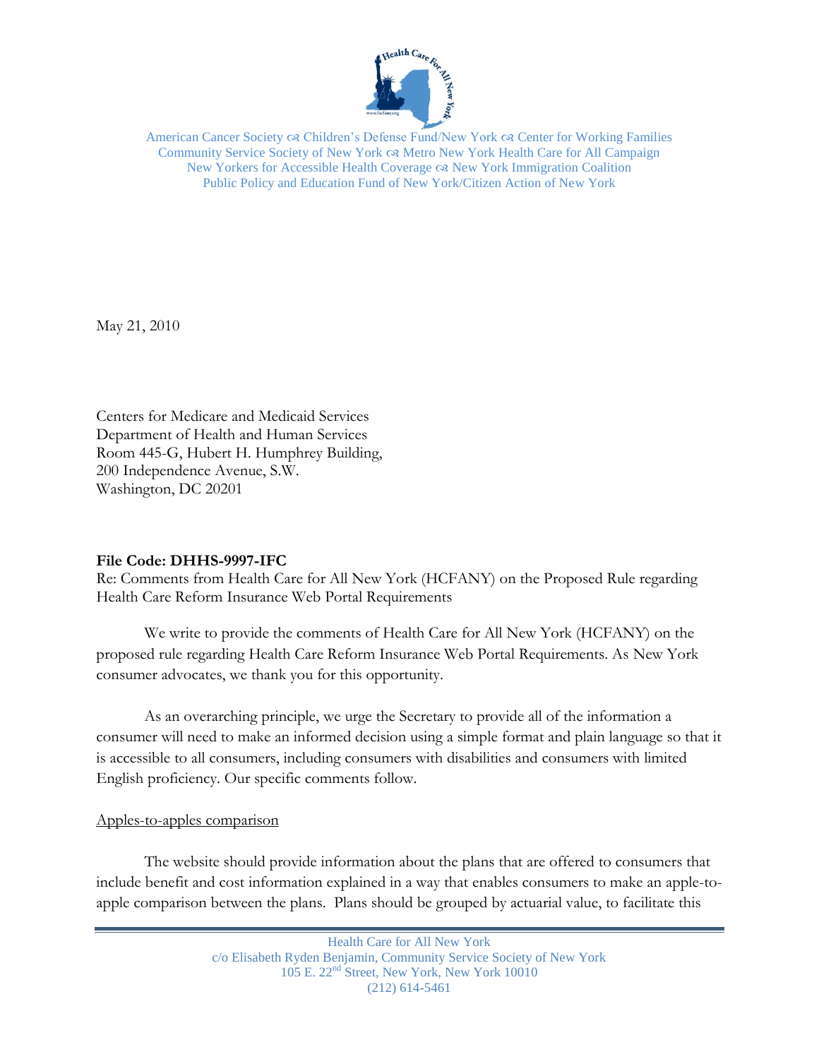American Cancer Society ☙ Children's Defense Fund/New York ☙ Center for Working Families
Community Service Society of New York ☙ Metro New York Health Care for All Campaign
New Yorkers for Accessible Health Coverage ☙ New York Immigration Coalition
Public Policy and Education Fund of New York/Citizen Action of New York

May 21, 2010

Centers for Medicare and Medicaid Services
Department of Health and Human Services
Room 445-G, Hubert H. Humphrey Building,
200 Independence Avenue, S.W.
Washington, DC 20201

**File Code: DHHS-9997-IFC**
Re: Comments from Health Care for All New York (HCFANY) on the Proposed Rule regarding Health Care Reform Insurance Web Portal Requirements

We write to provide the comments of Health Care for All New York (HCFANY) on the proposed rule regarding Health Care Reform Insurance Web Portal Requirements. As New York consumer advocates, we thank you for this opportunity.

As an overarching principle, we urge the Secretary to provide all of the information a consumer will need to make an informed decision using a simple format and plain language so that it is accessible to all consumers, including consumers with disabilities and consumers with limited English proficiency. Our specific comments follow.

Apples-to-apples comparison

The website should provide information about the plans that are offered to consumers that include benefit and cost information explained in a way that enables consumers to make an apple-to-apple comparison between the plans. Plans should be grouped by actuarial value, to facilitate this

Health Care for All New York
c/o Elisabeth Ryden Benjamin, Community Service Society of New York
105 E. 22nd Street, New York, New York 10010
(212) 614-5461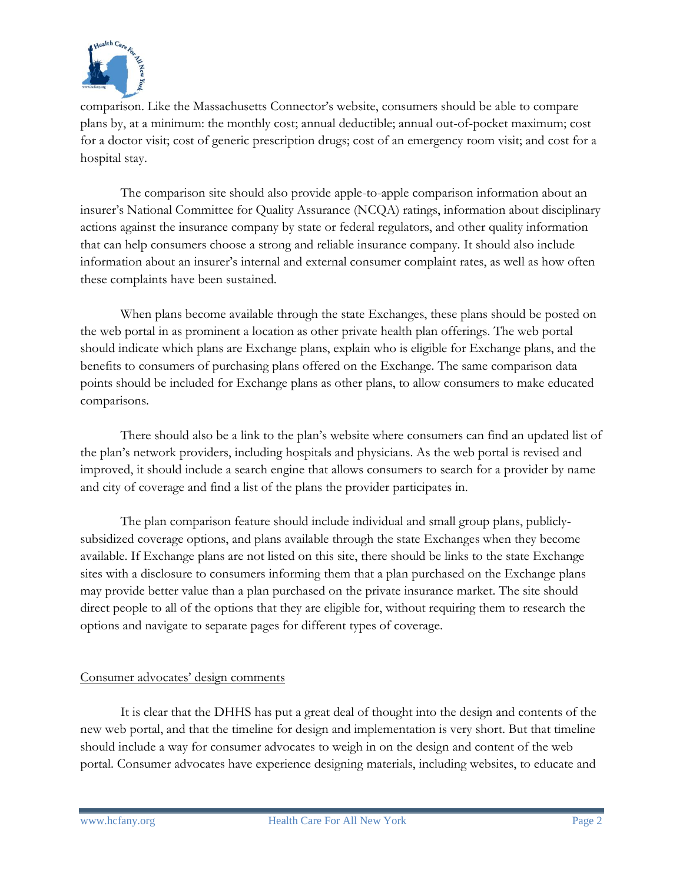comparison. Like the Massachusetts Connector's website, consumers should be able to compare plans by, at a minimum: the monthly cost; annual deductible; annual out-of-pocket maximum; cost for a doctor visit; cost of generic prescription drugs; cost of an emergency room visit; and cost for a hospital stay.

The comparison site should also provide apple-to-apple comparison information about an insurer's National Committee for Quality Assurance (NCQA) ratings, information about disciplinary actions against the insurance company by state or federal regulators, and other quality information that can help consumers choose a strong and reliable insurance company. It should also include information about an insurer's internal and external consumer complaint rates, as well as how often these complaints have been sustained.

When plans become available through the state Exchanges, these plans should be posted on the web portal in as prominent a location as other private health plan offerings. The web portal should indicate which plans are Exchange plans, explain who is eligible for Exchange plans, and the benefits to consumers of purchasing plans offered on the Exchange. The same comparison data points should be included for Exchange plans as other plans, to allow consumers to make educated comparisons.

There should also be a link to the plan's website where consumers can find an updated list of the plan's network providers, including hospitals and physicians. As the web portal is revised and improved, it should include a search engine that allows consumers to search for a provider by name and city of coverage and find a list of the plans the provider participates in.

The plan comparison feature should include individual and small group plans, publicly-subsidized coverage options, and plans available through the state Exchanges when they become available. If Exchange plans are not listed on this site, there should be links to the state Exchange sites with a disclosure to consumers informing them that a plan purchased on the Exchange plans may provide better value than a plan purchased on the private insurance market. The site should direct people to all of the options that they are eligible for, without requiring them to research the options and navigate to separate pages for different types of coverage.

<u>Consumer advocates' design comments</u>

It is clear that the DHHS has put a great deal of thought into the design and contents of the new web portal, and that the timeline for design and implementation is very short. But that timeline should include a way for consumer advocates to weigh in on the design and content of the web portal. Consumer advocates have experience designing materials, including websites, to educate and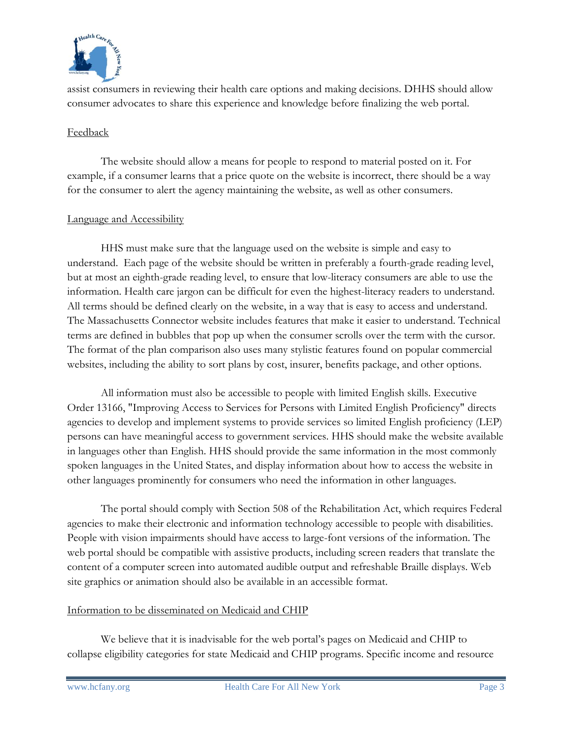assist consumers in reviewing their health care options and making decisions. DHHS should allow consumer advocates to share this experience and knowledge before finalizing the web portal.

Feedback

The website should allow a means for people to respond to material posted on it. For example, if a consumer learns that a price quote on the website is incorrect, there should be a way for the consumer to alert the agency maintaining the website, as well as other consumers.

Language and Accessibility

HHS must make sure that the language used on the website is simple and easy to understand. Each page of the website should be written in preferably a fourth-grade reading level, but at most an eighth-grade reading level, to ensure that low-literacy consumers are able to use the information. Health care jargon can be difficult for even the highest-literacy readers to understand. All terms should be defined clearly on the website, in a way that is easy to access and understand. The Massachusetts Connector website includes features that make it easier to understand. Technical terms are defined in bubbles that pop up when the consumer scrolls over the term with the cursor. The format of the plan comparison also uses many stylistic features found on popular commercial websites, including the ability to sort plans by cost, insurer, benefits package, and other options.

All information must also be accessible to people with limited English skills. Executive Order 13166, "Improving Access to Services for Persons with Limited English Proficiency" directs agencies to develop and implement systems to provide services so limited English proficiency (LEP) persons can have meaningful access to government services. HHS should make the website available in languages other than English. HHS should provide the same information in the most commonly spoken languages in the United States, and display information about how to access the website in other languages prominently for consumers who need the information in other languages.

The portal should comply with Section 508 of the Rehabilitation Act, which requires Federal agencies to make their electronic and information technology accessible to people with disabilities. People with vision impairments should have access to large-font versions of the information. The web portal should be compatible with assistive products, including screen readers that translate the content of a computer screen into automated audible output and refreshable Braille displays. Web site graphics or animation should also be available in an accessible format.

Information to be disseminated on Medicaid and CHIP

We believe that it is inadvisable for the web portal's pages on Medicaid and CHIP to collapse eligibility categories for state Medicaid and CHIP programs. Specific income and resource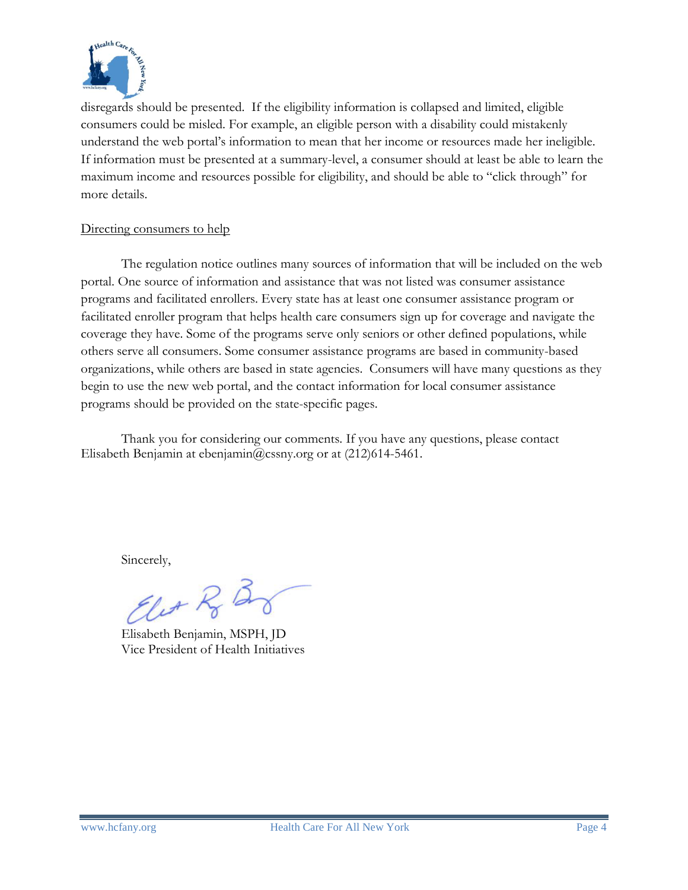disregards should be presented. If the eligibility information is collapsed and limited, eligible consumers could be misled. For example, an eligible person with a disability could mistakenly understand the web portal's information to mean that her income or resources made her ineligible. If information must be presented at a summary-level, a consumer should at least be able to learn the maximum income and resources possible for eligibility, and should be able to "click through" for more details.

Directing consumers to help

The regulation notice outlines many sources of information that will be included on the web portal. One source of information and assistance that was not listed was consumer assistance programs and facilitated enrollers. Every state has at least one consumer assistance program or facilitated enroller program that helps health care consumers sign up for coverage and navigate the coverage they have. Some of the programs serve only seniors or other defined populations, while others serve all consumers. Some consumer assistance programs are based in community-based organizations, while others are based in state agencies. Consumers will have many questions as they begin to use the new web portal, and the contact information for local consumer assistance programs should be provided on the state-specific pages.

Thank you for considering our comments. If you have any questions, please contact Elisabeth Benjamin at ebenjamin@cssny.org or at (212)614-5461.

Sincerely,

Elisabeth Benjamin, MSPH, JD
Vice President of Health Initiatives